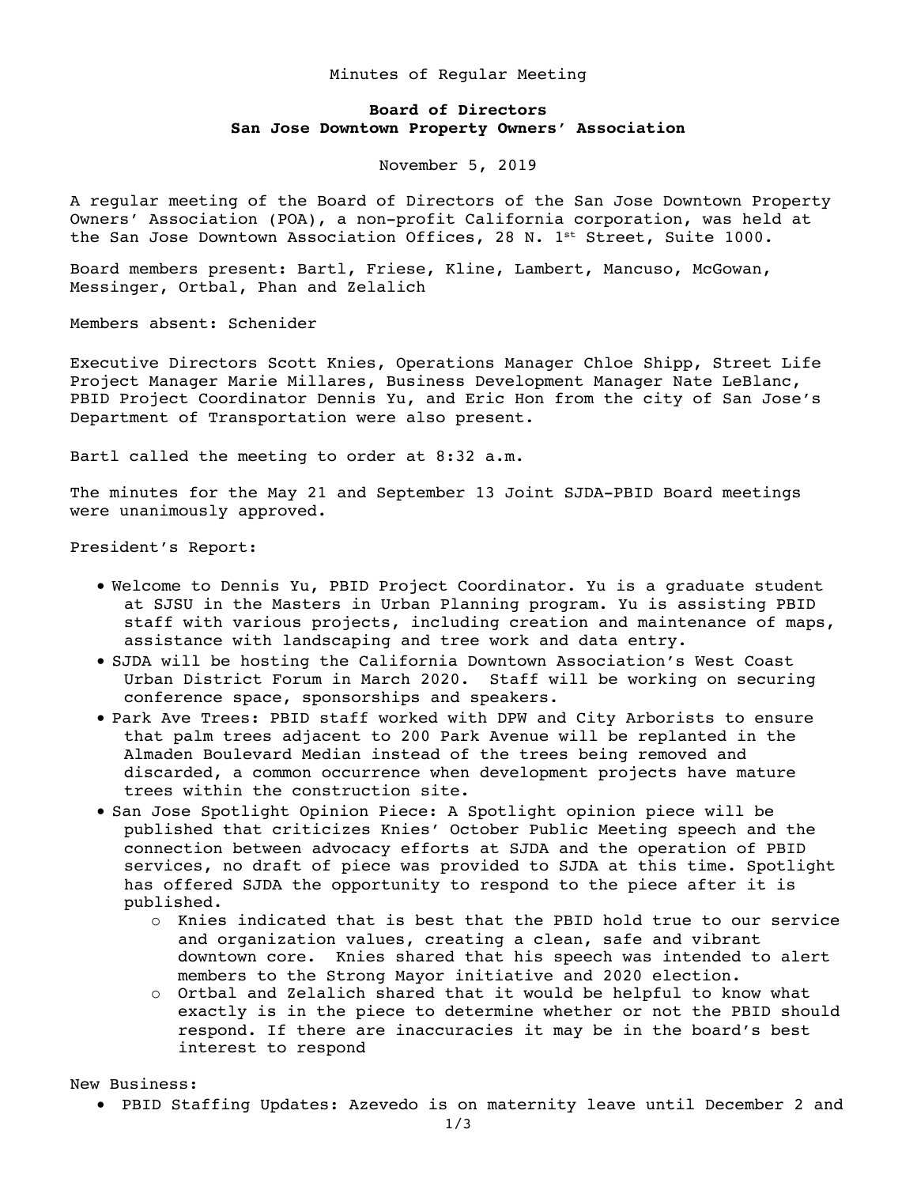Minutes of Regular Meeting

**Board of Directors**
**San Jose Downtown Property Owners' Association**

November 5, 2019

A regular meeting of the Board of Directors of the San Jose Downtown Property Owners' Association (POA), a non-profit California corporation, was held at the San Jose Downtown Association Offices, 28 N. 1st Street, Suite 1000.

Board members present: Bartl, Friese, Kline, Lambert, Mancuso, McGowan, Messinger, Ortbal, Phan and Zelalich

Members absent: Schenider

Executive Directors Scott Knies, Operations Manager Chloe Shipp, Street Life Project Manager Marie Millares, Business Development Manager Nate LeBlanc, PBID Project Coordinator Dennis Yu, and Eric Hon from the city of San Jose's Department of Transportation were also present.

Bartl called the meeting to order at 8:32 a.m.

The minutes for the May 21 and September 13 Joint SJDA-PBID Board meetings were unanimously approved.

President's Report:

- Welcome to Dennis Yu, PBID Project Coordinator. Yu is a graduate student at SJSU in the Masters in Urban Planning program. Yu is assisting PBID staff with various projects, including creation and maintenance of maps, assistance with landscaping and tree work and data entry.
- SJDA will be hosting the California Downtown Association's West Coast Urban District Forum in March 2020. Staff will be working on securing conference space, sponsorships and speakers.
- Park Ave Trees: PBID staff worked with DPW and City Arborists to ensure that palm trees adjacent to 200 Park Avenue will be replanted in the Almaden Boulevard Median instead of the trees being removed and discarded, a common occurrence when development projects have mature trees within the construction site.
- San Jose Spotlight Opinion Piece: A Spotlight opinion piece will be published that criticizes Knies' October Public Meeting speech and the connection between advocacy efforts at SJDA and the operation of PBID services, no draft of piece was provided to SJDA at this time. Spotlight has offered SJDA the opportunity to respond to the piece after it is published.
  - Knies indicated that is best that the PBID hold true to our service and organization values, creating a clean, safe and vibrant downtown core. Knies shared that his speech was intended to alert members to the Strong Mayor initiative and 2020 election.
  - Ortbal and Zelalich shared that it would be helpful to know what exactly is in the piece to determine whether or not the PBID should respond. If there are inaccuracies it may be in the board's best interest to respond

New Business:

- PBID Staffing Updates: Azevedo is on maternity leave until December 2 and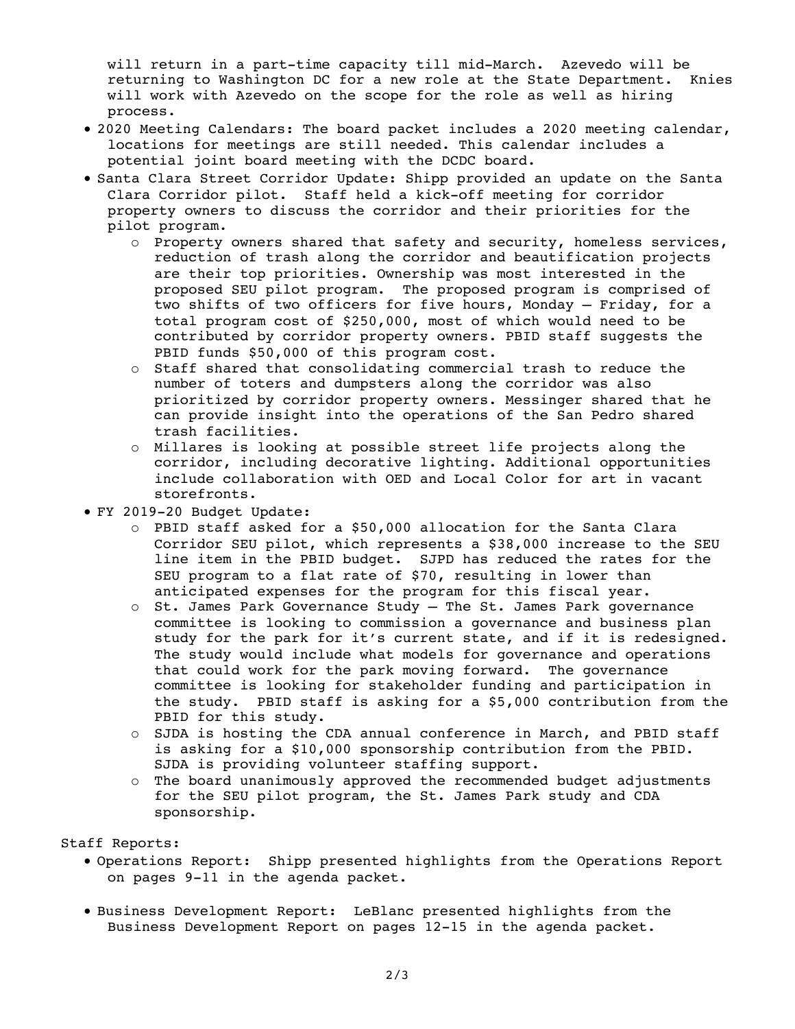will return in a part-time capacity till mid-March. Azevedo will be returning to Washington DC for a new role at the State Department. Knies will work with Azevedo on the scope for the role as well as hiring process.

- 2020 Meeting Calendars: The board packet includes a 2020 meeting calendar, locations for meetings are still needed. This calendar includes a potential joint board meeting with the DCDC board.
- Santa Clara Street Corridor Update: Shipp provided an update on the Santa Clara Corridor pilot. Staff held a kick-off meeting for corridor property owners to discuss the corridor and their priorities for the pilot program.
  - Property owners shared that safety and security, homeless services, reduction of trash along the corridor and beautification projects are their top priorities. Ownership was most interested in the proposed SEU pilot program. The proposed program is comprised of two shifts of two officers for five hours, Monday – Friday, for a total program cost of $250,000, most of which would need to be contributed by corridor property owners. PBID staff suggests the PBID funds $50,000 of this program cost.
  - Staff shared that consolidating commercial trash to reduce the number of toters and dumpsters along the corridor was also prioritized by corridor property owners. Messinger shared that he can provide insight into the operations of the San Pedro shared trash facilities.
  - Millares is looking at possible street life projects along the corridor, including decorative lighting. Additional opportunities include collaboration with OED and Local Color for art in vacant storefronts.
- FY 2019-20 Budget Update:
  - PBID staff asked for a $50,000 allocation for the Santa Clara Corridor SEU pilot, which represents a $38,000 increase to the SEU line item in the PBID budget. SJPD has reduced the rates for the SEU program to a flat rate of $70, resulting in lower than anticipated expenses for the program for this fiscal year.
  - St. James Park Governance Study – The St. James Park governance committee is looking to commission a governance and business plan study for the park for it's current state, and if it is redesigned. The study would include what models for governance and operations that could work for the park moving forward. The governance committee is looking for stakeholder funding and participation in the study. PBID staff is asking for a $5,000 contribution from the PBID for this study.
  - SJDA is hosting the CDA annual conference in March, and PBID staff is asking for a $10,000 sponsorship contribution from the PBID. SJDA is providing volunteer staffing support.
  - The board unanimously approved the recommended budget adjustments for the SEU pilot program, the St. James Park study and CDA sponsorship.

Staff Reports:

- Operations Report: Shipp presented highlights from the Operations Report on pages 9-11 in the agenda packet.
- Business Development Report: LeBlanc presented highlights from the Business Development Report on pages 12-15 in the agenda packet.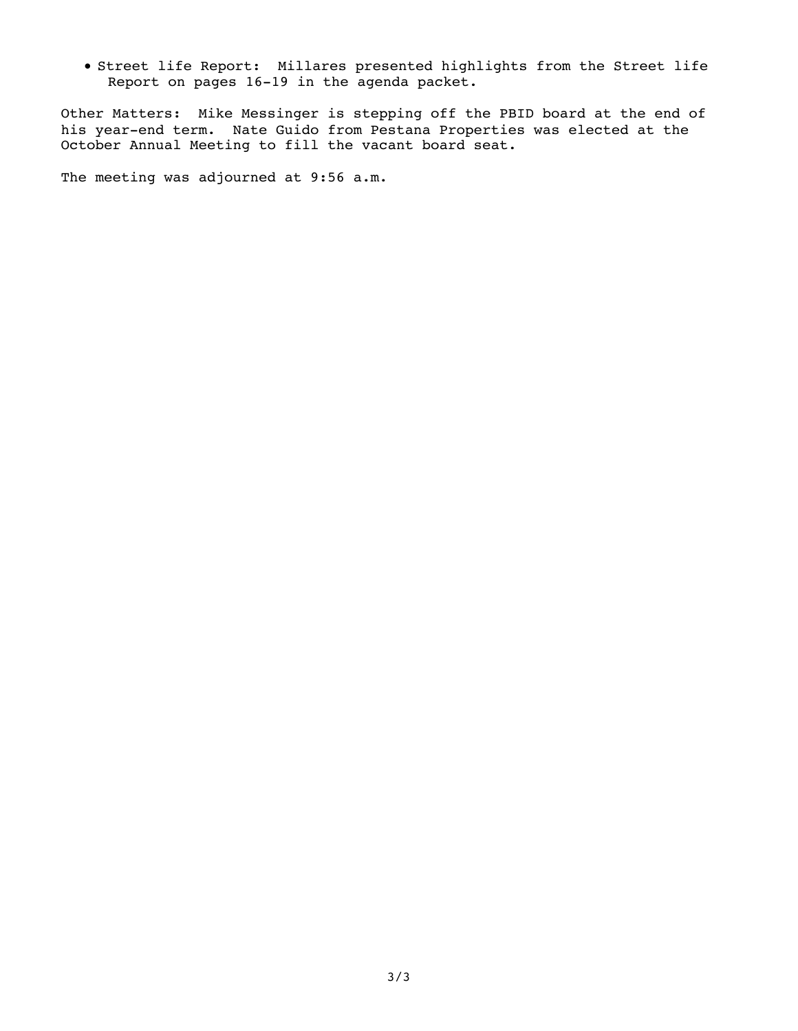- Street life Report: Millares presented highlights from the Street life Report on pages 16-19 in the agenda packet.

Other Matters: Mike Messinger is stepping off the PBID board at the end of his year-end term. Nate Guido from Pestana Properties was elected at the October Annual Meeting to fill the vacant board seat.

The meeting was adjourned at 9:56 a.m.